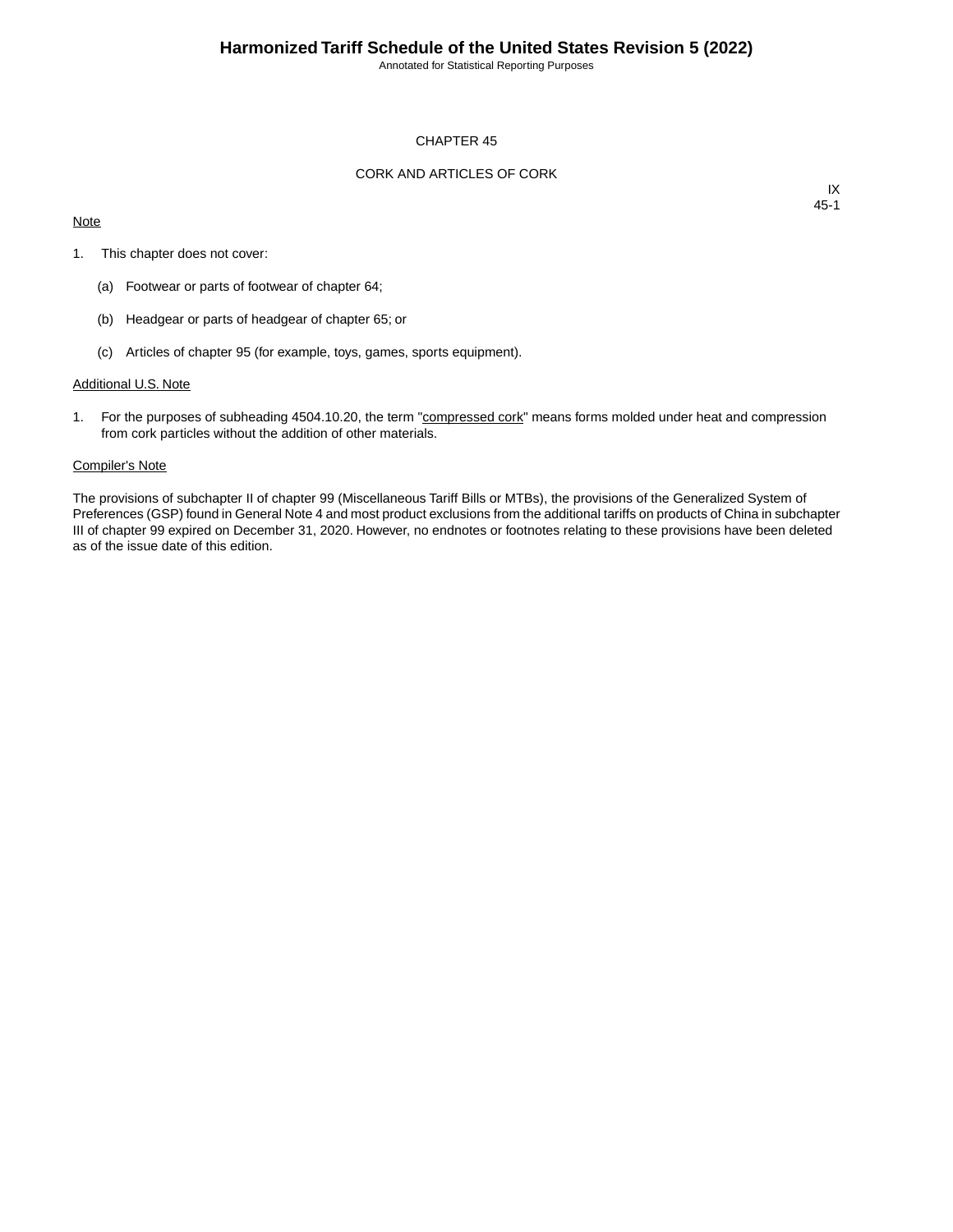# CHAPTER 45

## CORK AND ARTICLES OF CORK

IX
45-1

Note

1. This chapter does not cover:

   (a) Footwear or parts of footwear of chapter 64;

   (b) Headgear or parts of headgear of chapter 65; or

   (c) Articles of chapter 95 (for example, toys, games, sports equipment).

Additional U.S. Note

1. For the purposes of subheading 4504.10.20, the term "compressed cork" means forms molded under heat and compression from cork particles without the addition of other materials.

Compiler's Note

The provisions of subchapter II of chapter 99 (Miscellaneous Tariff Bills or MTBs), the provisions of the Generalized System of Preferences (GSP) found in General Note 4 and most product exclusions from the additional tariffs on products of China in subchapter III of chapter 99 expired on December 31, 2020. However, no endnotes or footnotes relating to these provisions have been deleted as of the issue date of this edition.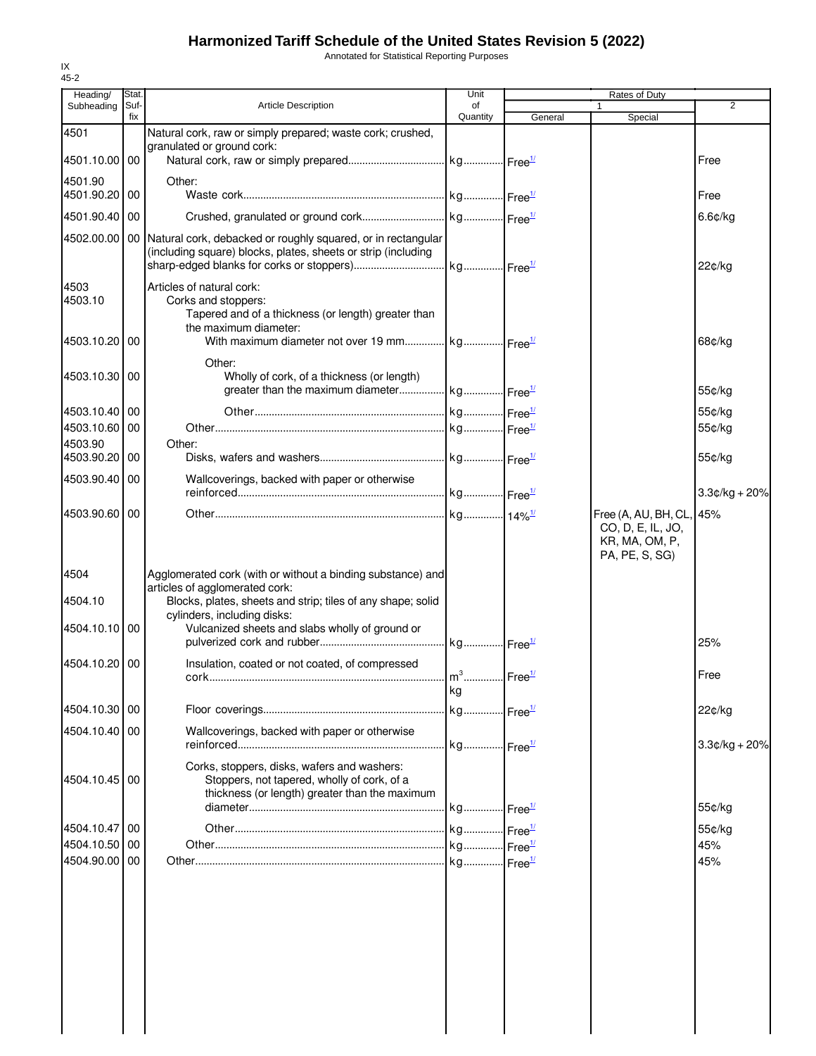# Harmonized Tariff Schedule of the United States Revision 5 (2022)

Annotated for Statistical Reporting Purposes

IX
45-2

| Heading/ Subheading | Stat. Suf- fix | Article Description | Unit of Quantity | Rates of Duty | | |
|---|---|---|---|---|---|---|
| | | | | 1 | | 2 |
| | | | | General | Special | |
| 4501 | | Natural cork, raw or simply prepared; waste cork; crushed, granulated or ground cork: | | | | |
| 4501.10.00 | 00 | Natural cork, raw or simply prepared | kg | Free[1/] | | Free |
| 4501.90 | | Other: | | | | |
| 4501.90.20 | 00 | Waste cork | kg | Free[1/] | | Free |
| 4501.90.40 | 00 | Crushed, granulated or ground cork | kg | Free[1/] | | 6.6¢/kg |
| 4502.00.00 | 00 | Natural cork, debacked or roughly squared, or in rectangular (including square) blocks, plates, sheets or strip (including sharp-edged blanks for corks or stoppers) | kg | Free[1/] | | 22¢/kg |
| 4503 | | Articles of natural cork: | | | | |
| 4503.10 | | Corks and stoppers: | | | | |
| | | Tapered and of a thickness (or length) greater than the maximum diameter: | | | | |
| 4503.10.20 | 00 | With maximum diameter not over 19 mm | kg | Free[1/] | | 68¢/kg |
| | | Other: | | | | |
| 4503.10.30 | 00 | Wholly of cork, of a thickness (or length) greater than the maximum diameter | kg | Free[1/] | | 55¢/kg |
| 4503.10.40 | 00 | Other | kg | Free[1/] | | 55¢/kg |
| 4503.10.60 | 00 | Other | kg | Free[1/] | | 55¢/kg |
| 4503.90 | | Other: | | | | |
| 4503.90.20 | 00 | Disks, wafers and washers | kg | Free[1/] | | 55¢/kg |
| 4503.90.40 | 00 | Wallcoverings, backed with paper or otherwise reinforced | kg | Free[1/] | | 3.3¢/kg + 20% |
| 4503.90.60 | 00 | Other | kg | 14%[1/] | Free (A, AU, BH, CL, CO, D, E, IL, JO, KR, MA, OM, P, PA, PE, S, SG) | 45% |
| 4504 | | Agglomerated cork (with or without a binding substance) and articles of agglomerated cork: | | | | |
| 4504.10 | | Blocks, plates, sheets and strip; tiles of any shape; solid cylinders, including disks: | | | | |
| 4504.10.10 | 00 | Vulcanized sheets and slabs wholly of ground or pulverized cork and rubber | kg | Free[1/] | | 25% |
| 4504.10.20 | 00 | Insulation, coated or not coated, of compressed cork | $m^3$ kg | Free[1/] | | Free |
| 4504.10.30 | 00 | Floor coverings | kg | Free[1/] | | 22¢/kg |
| 4504.10.40 | 00 | Wallcoverings, backed with paper or otherwise reinforced | kg | Free[1/] | | 3.3¢/kg + 20% |
| | | Corks, stoppers, disks, wafers and washers: | | | | |
| 4504.10.45 | 00 | Stoppers, not tapered, wholly of cork, of a thickness (or length) greater than the maximum diameter | kg | Free[1/] | | 55¢/kg |
| 4504.10.47 | 00 | Other | kg | Free[1/] | | 55¢/kg |
| 4504.10.50 | 00 | Other | kg | Free[1/] | | 45% |
| 4504.90.00 | 00 | Other | kg | Free[1/] | | 45% |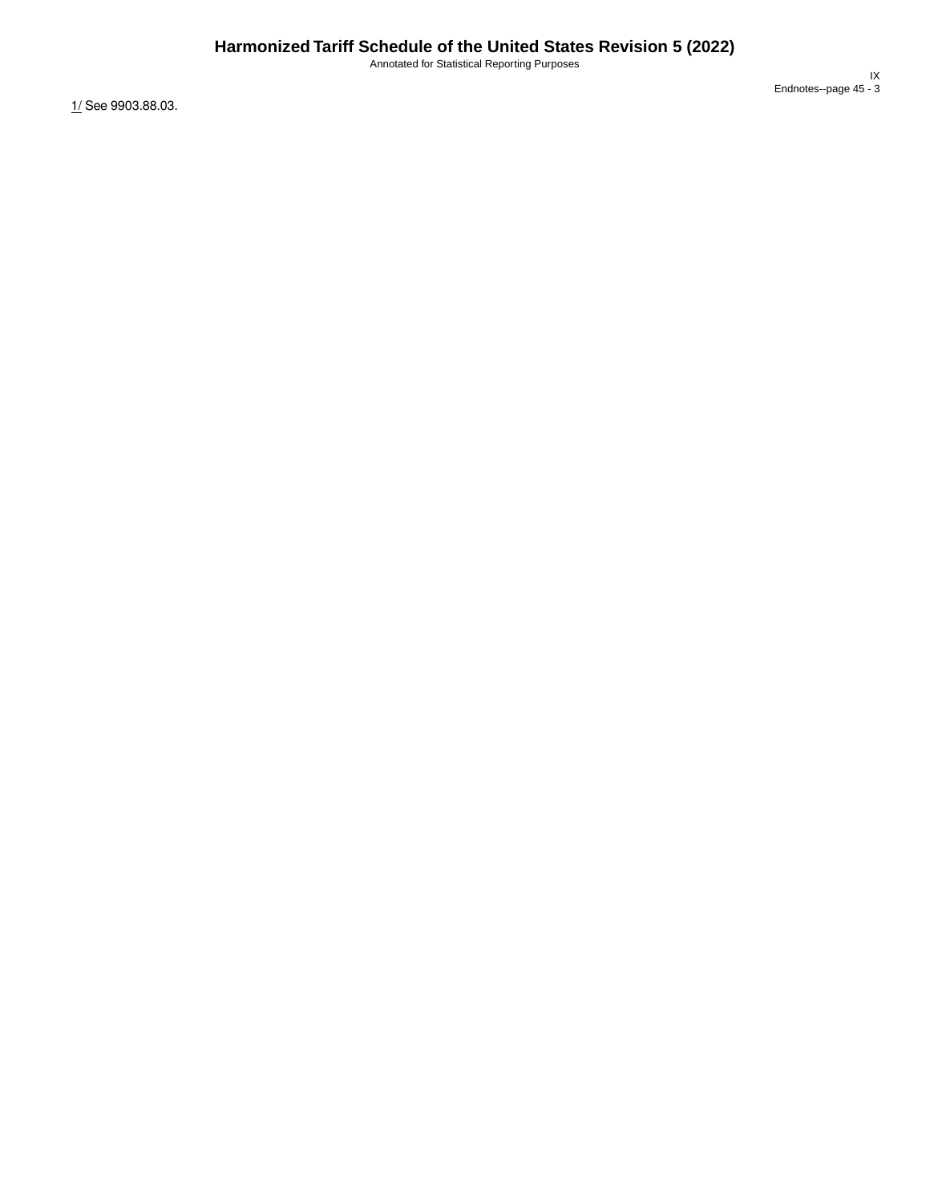1/ See 9903.88.03.